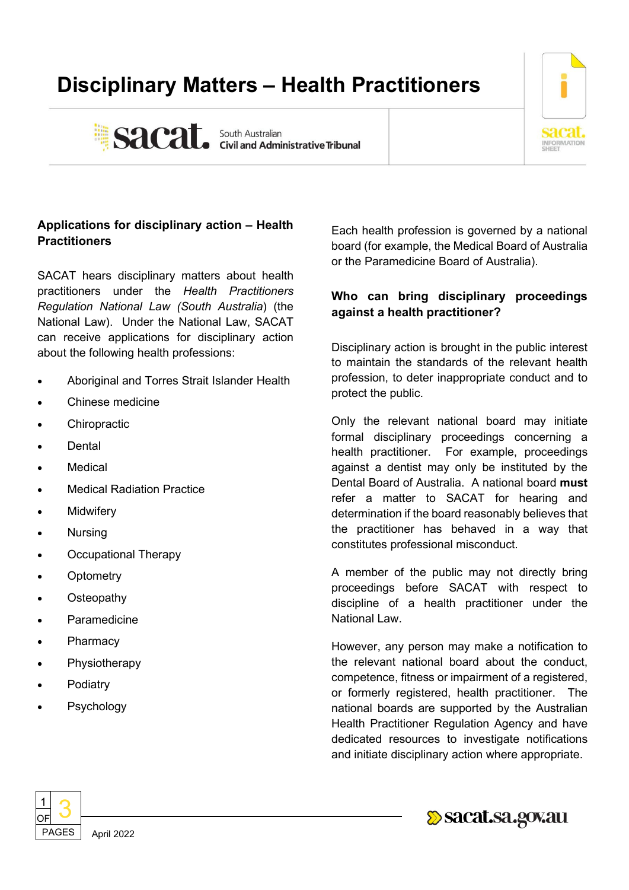# Disciplinary Matters – Health Practitioners

South Australian Civil and Administrative Tribunal

## Applications for disciplinary action – Health Practitioners

SACAT hears disciplinary matters about health practitioners under the *Health Practitioners Regulation National Law (South Australia)* (the National Law). Under the National Law, SACAT can receive applications for disciplinary action about the following health professions:

- Aboriginal and Torres Strait Islander Health
- Chinese medicine
- Chiropractic
- Dental
- Medical
- Medical Radiation Practice
- Midwifery
- Nursing
- Occupational Therapy
- Optometry
- Osteopathy
- Paramedicine
- Pharmacy
- Physiotherapy
- Podiatry
- Psychology

Each health profession is governed by a national board (for example, the Medical Board of Australia or the Paramedicine Board of Australia).

## Who can bring disciplinary proceedings against a health practitioner?

Disciplinary action is brought in the public interest to maintain the standards of the relevant health profession, to deter inappropriate conduct and to protect the public.

Only the relevant national board may initiate formal disciplinary proceedings concerning a health practitioner. For example, proceedings against a dentist may only be instituted by the Dental Board of Australia. A national board **must** refer a matter to SACAT for hearing and determination if the board reasonably believes that the practitioner has behaved in a way that constitutes professional misconduct.

A member of the public may not directly bring proceedings before SACAT with respect to discipline of a health practitioner under the National Law.

However, any person may make a notification to the relevant national board about the conduct, competence, fitness or impairment of a registered, or formerly registered, health practitioner. The national boards are supported by the Australian Health Practitioner Regulation Agency and have dedicated resources to investigate notifications and initiate disciplinary action where appropriate.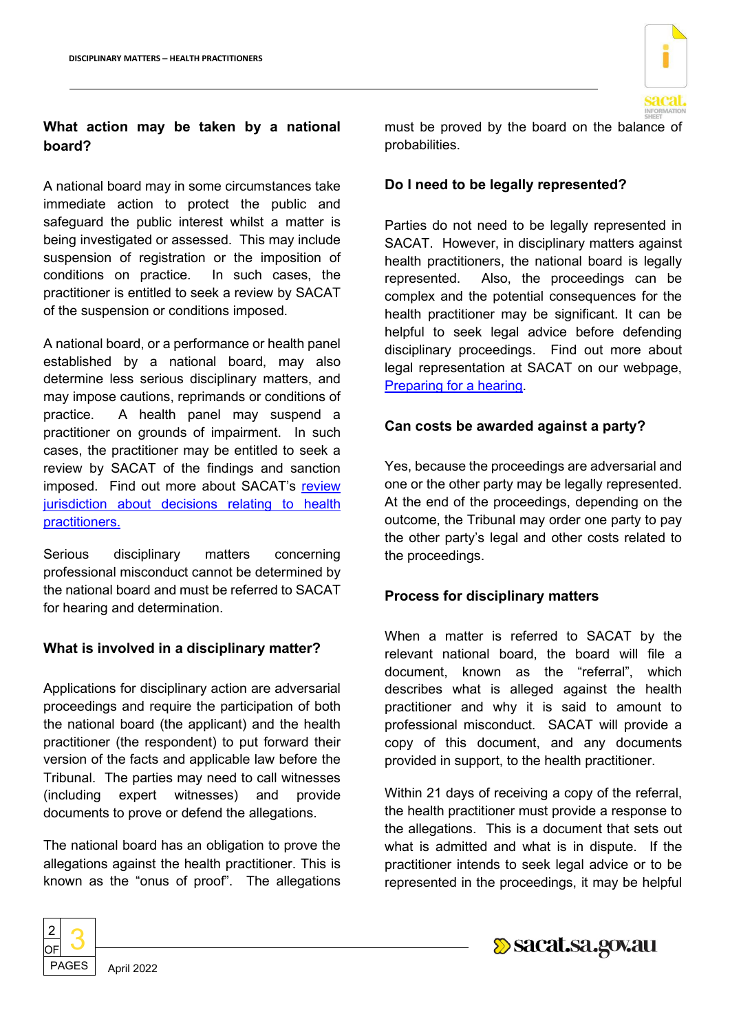## What action may be taken by a national board?

A national board may in some circumstances take immediate action to protect the public and safeguard the public interest whilst a matter is being investigated or assessed. This may include suspension of registration or the imposition of conditions on practice. In such cases, the practitioner is entitled to seek a review by SACAT of the suspension or conditions imposed.

A national board, or a performance or health panel established by a national board, may also determine less serious disciplinary matters, and may impose cautions, reprimands or conditions of practice. A health panel may suspend a practitioner on grounds of impairment. In such cases, the practitioner may be entitled to seek a review by SACAT of the findings and sanction imposed. Find out more about SACAT's [review jurisdiction about decisions relating to health practitioners.]

Serious disciplinary matters concerning professional misconduct cannot be determined by the national board and must be referred to SACAT for hearing and determination.

## What is involved in a disciplinary matter?

Applications for disciplinary action are adversarial proceedings and require the participation of both the national board (the applicant) and the health practitioner (the respondent) to put forward their version of the facts and applicable law before the Tribunal. The parties may need to call witnesses (including expert witnesses) and provide documents to prove or defend the allegations.

The national board has an obligation to prove the allegations against the health practitioner. This is known as the "onus of proof". The allegations must be proved by the board on the balance of probabilities.

## Do I need to be legally represented?

Parties do not need to be legally represented in SACAT. However, in disciplinary matters against health practitioners, the national board is legally represented. Also, the proceedings can be complex and the potential consequences for the health practitioner may be significant. It can be helpful to seek legal advice before defending disciplinary proceedings. Find out more about legal representation at SACAT on our webpage, [Preparing for a hearing].

## Can costs be awarded against a party?

Yes, because the proceedings are adversarial and one or the other party may be legally represented. At the end of the proceedings, depending on the outcome, the Tribunal may order one party to pay the other party's legal and other costs related to the proceedings.

## Process for disciplinary matters

When a matter is referred to SACAT by the relevant national board, the board will file a document, known as the "referral", which describes what is alleged against the health practitioner and why it is said to amount to professional misconduct. SACAT will provide a copy of this document, and any documents provided in support, to the health practitioner.

Within 21 days of receiving a copy of the referral, the health practitioner must provide a response to the allegations. This is a document that sets out what is admitted and what is in dispute. If the practitioner intends to seek legal advice or to be represented in the proceedings, it may be helpful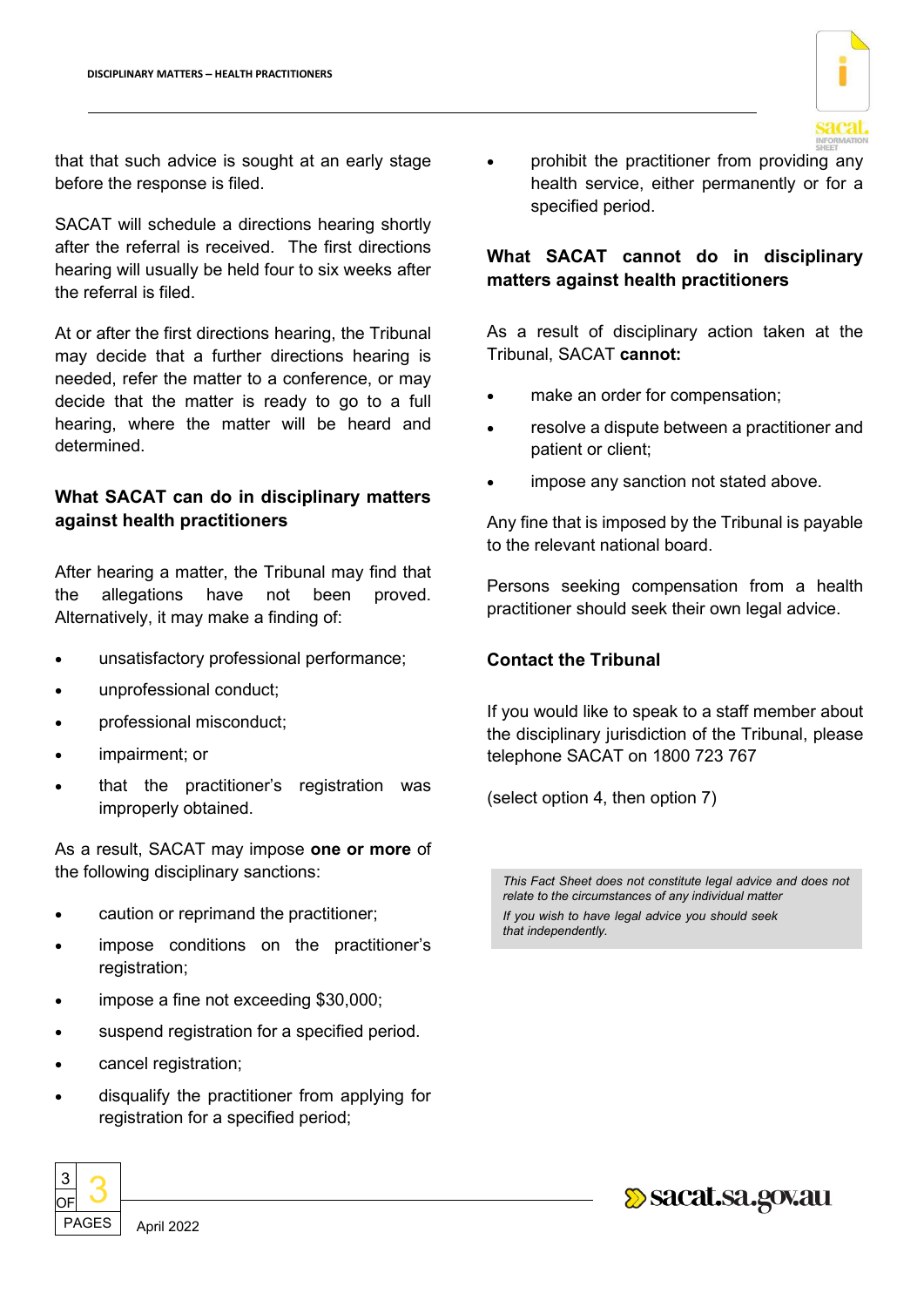that that such advice is sought at an early stage before the response is filed.

SACAT will schedule a directions hearing shortly after the referral is received. The first directions hearing will usually be held four to six weeks after the referral is filed.

At or after the first directions hearing, the Tribunal may decide that a further directions hearing is needed, refer the matter to a conference, or may decide that the matter is ready to go to a full hearing, where the matter will be heard and determined.

### What SACAT can do in disciplinary matters against health practitioners

After hearing a matter, the Tribunal may find that the allegations have not been proved. Alternatively, it may make a finding of:

- unsatisfactory professional performance;
- unprofessional conduct;
- professional misconduct;
- impairment; or
- that the practitioner's registration was improperly obtained.

As a result, SACAT may impose **one or more** of the following disciplinary sanctions:

- caution or reprimand the practitioner;
- impose conditions on the practitioner's registration;
- impose a fine not exceeding $30,000;
- suspend registration for a specified period.
- cancel registration;
- disqualify the practitioner from applying for registration for a specified period;
- prohibit the practitioner from providing any health service, either permanently or for a specified period.

### What SACAT cannot do in disciplinary matters against health practitioners

As a result of disciplinary action taken at the Tribunal, SACAT **cannot:**

- make an order for compensation;
- resolve a dispute between a practitioner and patient or client;
- impose any sanction not stated above.

Any fine that is imposed by the Tribunal is payable to the relevant national board.

Persons seeking compensation from a health practitioner should seek their own legal advice.

### Contact the Tribunal

If you would like to speak to a staff member about the disciplinary jurisdiction of the Tribunal, please telephone SACAT on 1800 723 767

(select option 4, then option 7)

*This Fact Sheet does not constitute legal advice and does not relate to the circumstances of any individual matter*

*If you wish to have legal advice you should seek that independently.*